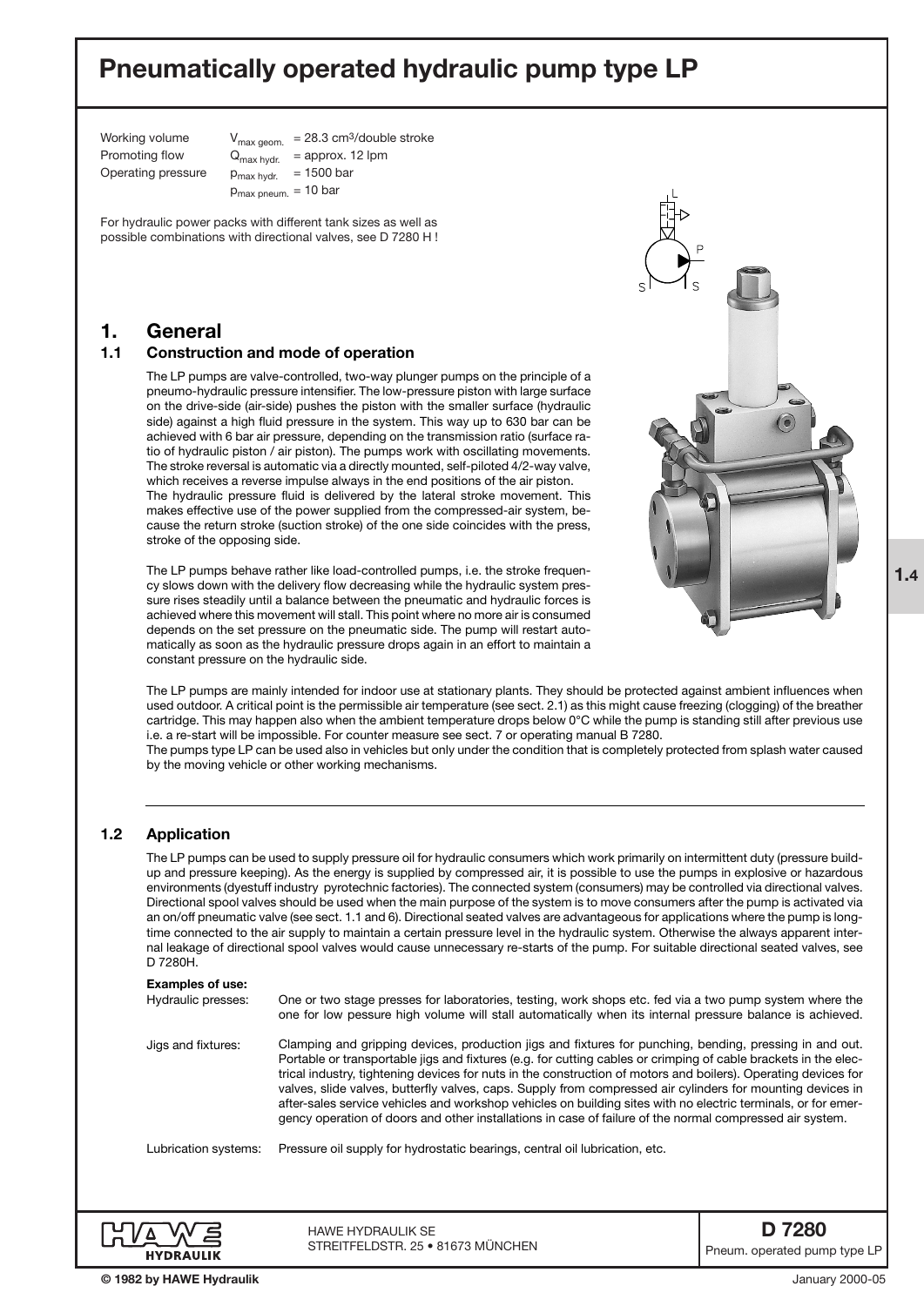# Pneumatically operated hydraulic pump type LP

| | | |
|---|---|---|
| Working volume | $V_{max\ geom.}$ | = 28.3 cm³/double stroke |
| Promoting flow | $Q_{max\ hydr.}$ | = approx. 12 lpm |
| Operating pressure | $p_{max\ hydr.}$ | = 1500 bar |
| | $p_{max\ pneum.}$ | = 10 bar |

For hydraulic power packs with different tank sizes as well as possible combinations with directional valves, see D 7280 H !

## 1. General

### 1.1 Construction and mode of operation

The LP pumps are valve-controlled, two-way plunger pumps on the principle of a pneumo-hydraulic pressure intensifier. The low-pressure piston with large surface on the drive-side (air-side) pushes the piston with the smaller surface (hydraulic side) against a high fluid pressure in the system. This way up to 630 bar can be achieved with 6 bar air pressure, depending on the transmission ratio (surface ratio of hydraulic piston / air piston). The pumps work with oscillating movements. The stroke reversal is automatic via a directly mounted, self-piloted 4/2-way valve, which receives a reverse impulse always in the end positions of the air piston. The hydraulic pressure fluid is delivered by the lateral stroke movement. This makes effective use of the power supplied from the compressed-air system, because the return stroke (suction stroke) of the one side coincides with the press, stroke of the opposing side.

The LP pumps behave rather like load-controlled pumps, i.e. the stroke frequency slows down with the delivery flow decreasing while the hydraulic system pressure rises steadily until a balance between the pneumatic and hydraulic forces is achieved where this movement will stall. This point where no more air is consumed depends on the set pressure on the pneumatic side. The pump will restart automatically as soon as the hydraulic pressure drops again in an effort to maintain a constant pressure on the hydraulic side.

The LP pumps are mainly intended for indoor use at stationary plants. They should be protected against ambient influences when used outdoor. A critical point is the permissible air temperature (see sect. 2.1) as this might cause freezing (clogging) of the breather cartridge. This may happen also when the ambient temperature drops below 0°C while the pump is standing still after previous use i.e. a re-start will be impossible. For counter measure see sect. 7 or operating manual B 7280.
The pumps type LP can be used also in vehicles but only under the condition that is completely protected from splash water caused by the moving vehicle or other working mechanisms.

### 1.2 Application

The LP pumps can be used to supply pressure oil for hydraulic consumers which work primarily on intermittent duty (pressure build-up and pressure keeping). As the energy is supplied by compressed air, it is possible to use the pumps in explosive or hazardous environments (dyestuff industry pyrotechnic factories). The connected system (consumers) may be controlled via directional valves. Directional spool valves should be used when the main purpose of the system is to move consumers after the pump is activated via an on/off pneumatic valve (see sect. 1.1 and 6). Directional seated valves are advantageous for applications where the pump is long-time connected to the air supply to maintain a certain pressure level in the hydraulic system. Otherwise the always apparent internal leakage of directional spool valves would cause unnecessary re-starts of the pump. For suitable directional seated valves, see D 7280H.

**Examples of use:**

Hydraulic presses: One or two stage presses for laboratories, testing, work shops etc. fed via a two pump system where the one for low pressure high volume will stall automatically when its internal pressure balance is achieved.

Jigs and fixtures: Clamping and gripping devices, production jigs and fixtures for punching, bending, pressing in and out. Portable or transportable jigs and fixtures (e.g. for cutting cables or crimping of cable brackets in the electrical industry, tightening devices for nuts in the construction of motors and boilers). Operating devices for valves, slide valves, butterfly valves, caps. Supply from compressed air cylinders for mounting devices in after-sales service vehicles and workshop vehicles on building sites with no electric terminals, or for emergency operation of doors and other installations in case of failure of the normal compressed air system.

Lubrication systems: Pressure oil supply for hydrostatic bearings, central oil lubrication, etc.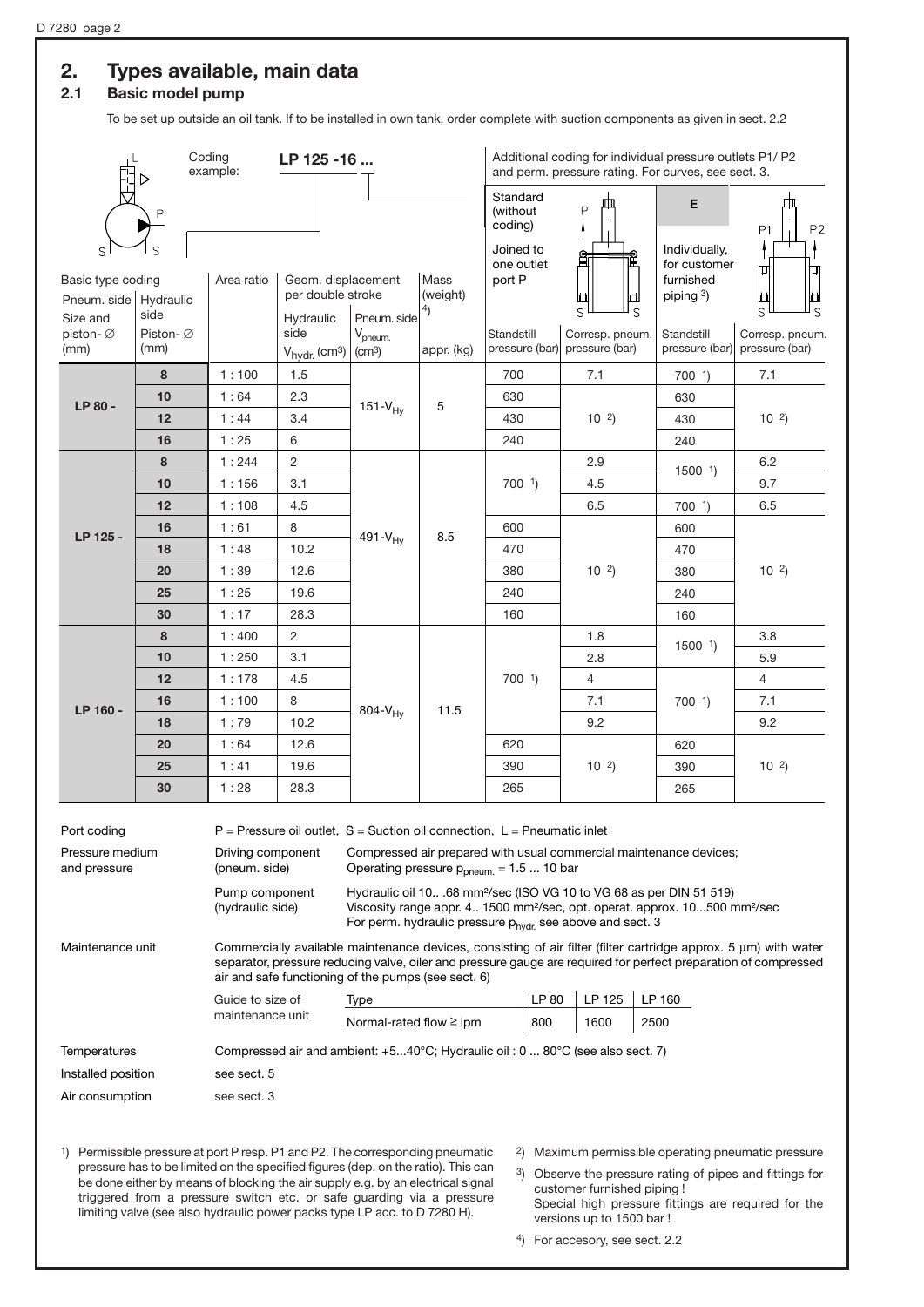## 2. Types available, main data

### 2.1 Basic model pump

To be set up outside an oil tank. If to be installed in own tank, order complete with suction components as given in sect. 2.2

Coding example: **LP 125 -16 ...**

Additional coding for individual pressure outlets P1/ P2 and perm. pressure rating. For curves, see sect. 3.

| Basic type coding | | Area ratio | Geom. displacement per double stroke | | Mass (weight) [4] | Standard (without coding) Joined to one outlet port P | | **E** Individually, for customer furnished piping [3] | |
|---|---|---|---|---|---|---|---|---|---|
| Pneum. side Size and piston-∅ (mm) | Hydraulic side Piston-∅ (mm) | | Hydraulic side $V_{hydr.}$ ($cm^3$) | Pneum. side $V_{pneum.}$ ($cm^3$) | appr. (kg) | Standstill pressure (bar) | Corresp. pneum. pressure (bar) | Standstill pressure (bar) | Corresp. pneum. pressure (bar) |
| **LP 80 -** | **8** | 1 : 100 | 1.5 | $151\text{-}V_{Hy}$ | 5 | 700 | 7.1 | 700 [1] | 7.1 |
| | **10** | 1 : 64 | 2.3 | | | 630 | 10 [2] | 630 | 10 [2] |
| | **12** | 1 : 44 | 3.4 | | | 430 | | 430 | |
| | **16** | 1 : 25 | 6 | | | 240 | | 240 | |
| **LP 125 -** | **8** | 1 : 244 | 2 | $491\text{-}V_{Hy}$ | 8.5 | 700 [1] | 2.9 | 1500 [1] | 6.2 |
| | **10** | 1 : 156 | 3.1 | | | | 4.5 | | 9.7 |
| | **12** | 1 : 108 | 4.5 | | | | 6.5 | 700 [1] | 6.5 |
| | **16** | 1 : 61 | 8 | | | 600 | 10 [2] | 600 | 10 [2] |
| | **18** | 1 : 48 | 10.2 | | | 470 | | 470 | |
| | **20** | 1 : 39 | 12.6 | | | 380 | | 380 | |
| | **25** | 1 : 25 | 19.6 | | | 240 | | 240 | |
| | **30** | 1 : 17 | 28.3 | | | 160 | | 160 | |
| **LP 160 -** | **8** | 1 : 400 | 2 | $804\text{-}V_{Hy}$ | 11.5 | 700 [1] | 1.8 | 1500 [1] | 3.8 |
| | **10** | 1 : 250 | 3.1 | | | | 2.8 | | 5.9 |
| | **12** | 1 : 178 | 4.5 | | | | 4 | 700 [1] | 4 |
| | **16** | 1 : 100 | 8 | | | | 7.1 | | 7.1 |
| | **18** | 1 : 79 | 10.2 | | | | 9.2 | | 9.2 |
| | **20** | 1 : 64 | 12.6 | | | 620 | 10 [2] | 620 | 10 [2] |
| | **25** | 1 : 41 | 19.6 | | | 390 | | 390 | |
| | **30** | 1 : 28 | 28.3 | | | 265 | | 265 | |

**Port coding**
P = Pressure oil outlet, S = Suction oil connection, L = Pneumatic inlet

**Pressure medium and pressure**

- Driving component (pneum. side): Compressed air prepared with usual commercial maintenance devices; Operating pressure $p_{pneum.}$ = 1.5 ... 10 bar
- Pump component (hydraulic side): Hydraulic oil 10.. .68 mm²/sec (ISO VG 10 to VG 68 as per DIN 51 519) Viscosity range appr. 4.. 1500 mm²/sec, opt. operat. approx. 10...500 mm²/sec For perm. hydraulic pressure $p_{hydr.}$ see above and sect. 3

**Maintenance unit**
Commercially available maintenance devices, consisting of air filter (filter cartridge approx. 5 µm) with water separator, pressure reducing valve, oiler and pressure gauge are required for perfect preparation of compressed air and safe functioning of the pumps (see sect. 6)

Guide to size of maintenance unit

| Type | LP 80 | LP 125 | LP 160 |
|---|---|---|---|
| Normal-rated flow ≧ lpm | 800 | 1600 | 2500 |

**Temperatures**
Compressed air and ambient: +5...40°C; Hydraulic oil : 0 ... 80°C (see also sect. 7)

**Installed position**
see sect. 5

**Air consumption**
see sect. 3

[1] Permissible pressure at port P resp. P1 and P2. The corresponding pneumatic pressure has to be limited on the specified figures (dep. on the ratio). This can be done either by means of blocking the air supply e.g. by an electrical signal triggered from a pressure switch etc. or safe guarding via a pressure limiting valve (see also hydraulic power packs type LP acc. to D 7280 H).

[2] Maximum permissible operating pneumatic pressure

[3] Observe the pressure rating of pipes and fittings for customer furnished piping ! Special high pressure fittings are required for the versions up to 1500 bar !

[4] For accesory, see sect. 2.2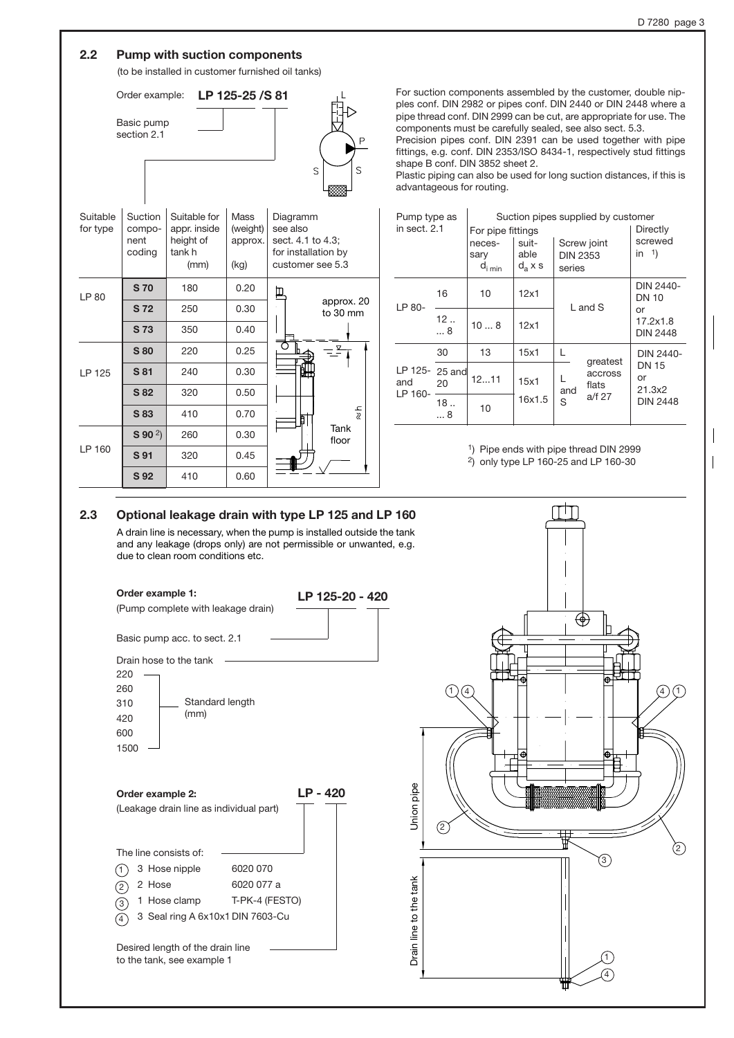## 2.2 Pump with suction components

(to be installed in customer furnished oil tanks)

Order example: **LP 125-25 /S 81**

Basic pump section 2.1

| Suitable for type | Suction component coding | Suitable for appr. inside height of tank h (mm) | Mass (weight) approx. (kg) | Diagramm see also sect. 4.1 to 4.3; for installation by customer see 5.3 |
|---|---|---|---|---|
| LP 80 | **S 70** | 180 | 0.20 | approx. 20 to 30 mm |
| | **S 72** | 250 | 0.30 | |
| | **S 73** | 350 | 0.40 | |
| LP 125 | **S 80** | 220 | 0.25 | |
| | **S 81** | 240 | 0.30 | |
| | **S 82** | 320 | 0.50 | |
| | **S 83** | 410 | 0.70 | ≈h |
| LP 160 | **S 90** [2] | 260 | 0.30 | Tank floor |
| | **S 91** | 320 | 0.45 | |
| | **S 92** | 410 | 0.60 | |

For suction components assembled by the customer, double nipples conf. DIN 2982 or pipes conf. DIN 2440 or DIN 2448 where a pipe thread conf. DIN 2999 can be cut, are appropriate for use. The components must be carefully sealed, see also sect. 5.3.
Precision pipes conf. DIN 2391 can be used together with pipe fittings, e.g. conf. DIN 2353/ISO 8434-1, respectively stud fittings shape B conf. DIN 3852 sheet 2.
Plastic piping can also be used for long suction distances, if this is advantageous for routing.

| Pump type as in sect. 2.1 | | Suction pipes supplied by customer: For pipe fittings necessary $d_{i\,min}$ | suitable $d_a$ x s | Screw joint DIN 2353 series | | Directly screwed in [1] |
|---|---|---|---|---|---|---|
| LP 80- | 16 | 10 | 12x1 | L and S | | DIN 2440-DN 10 or 17.2x1.8 DIN 2448 |
| | 12 .. ... 8 | 10 ... 8 | 12x1 | | | |
| LP 125- and LP 160- | 30 | 13 | 15x1 | L | greatest accross flats a/f 27 | DIN 2440-DN 15 or 21.3x2 DIN 2448 |
| | 25 and 20 | 12...11 | 15x1 | L and S | | |
| | 18 .. ... 8 | 10 | 16x1.5 | | | |

[1] Pipe ends with pipe thread DIN 2999
[2] only type LP 160-25 and LP 160-30

## 2.3 Optional leakage drain with type LP 125 and LP 160

A drain line is necessary, when the pump is installed outside the tank and any leakage (drops only) are not permissible or unwanted, e.g. due to clean room conditions etc.

**Order example 1:** **LP 125-20 - 420**
(Pump complete with leakage drain)

Basic pump acc. to sect. 2.1

Drain hose to the tank

Standard length (mm): 220, 260, 310, 420, 600, 1500

**Order example 2:** **LP - 420**
(Leakage drain line as individual part)

The line consists of:

1. 3 Hose nipple 6020 070
2. 2 Hose 6020 077 a
3. 1 Hose clamp T-PK-4 (FESTO)
4. 3 Seal ring A 6x10x1 DIN 7603-Cu

Desired length of the drain line to the tank, see example 1

Union pipe

Drain line to the tank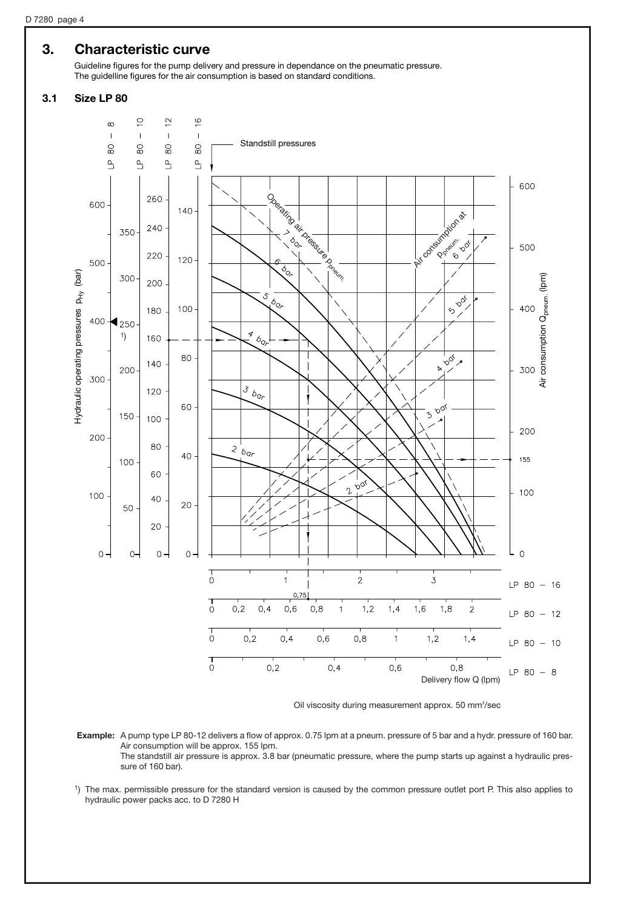## 3. Characteristic curve

Guideline figures for the pump delivery and pressure in dependance on the pneumatic pressure.
The guidelline figures for the air consumption is based on standard conditions.

### 3.1 Size LP 80

Oil viscosity during measurement approx. 50 mm²/sec

**Example:** A pump type LP 80-12 delivers a flow of approx. 0.75 lpm at a pneum. pressure of 5 bar and a hydr. pressure of 160 bar. Air consumption will be approx. 155 lpm.
The standstill air pressure is approx. 3.8 bar (pneumatic pressure, where the pump starts up against a hydraulic pressure of 160 bar).

[1]) The max. permissible pressure for the standard version is caused by the common pressure outlet port P. This also applies to hydraulic power packs acc. to D 7280 H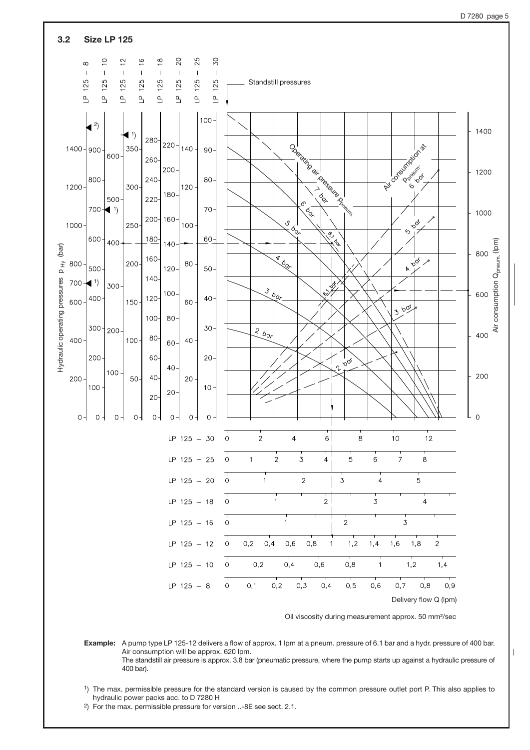## 3.2 Size LP 125

Oil viscosity during measurement approx. 50 mm²/sec

**Example:** A pump type LP 125-12 delivers a flow of approx. 1 lpm at a pneum. pressure of 6.1 bar and a hydr. pressure of 400 bar. Air consumption will be approx. 620 lpm.
The standstill air pressure is approx. 3.8 bar (pneumatic pressure, where the pump starts up against a hydraulic pressure of 400 bar).

[1]) The max. permissible pressure for the standard version is caused by the common pressure outlet port P. This also applies to hydraulic power packs acc. to D 7280 H

[2]) For the max. permissible pressure for version ..-8E see sect. 2.1.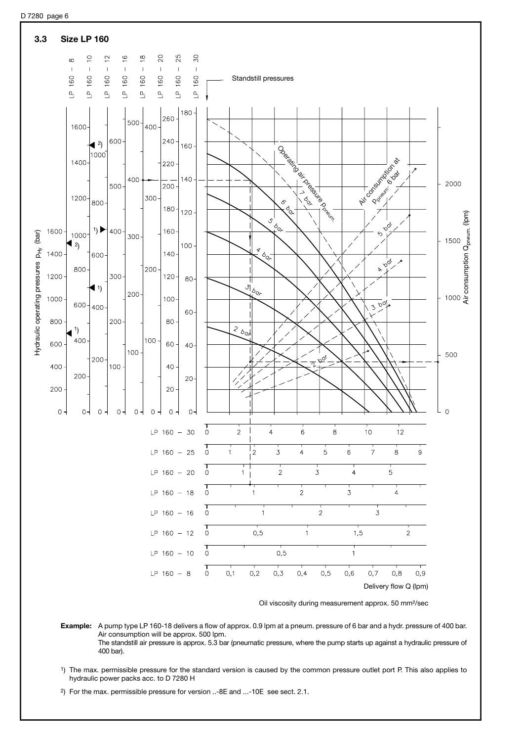### 3.3 Size LP 160

Standstill pressures

Hydraulic operating pressures $p_{Hy}$ (bar)

Air consumption $Q_{pneum.}$ (lpm)

Operating air pressure $p_{pneum.}$

Air consumption at $p_{pneum.}$ 6 bar

Delivery flow Q (lpm)

Oil viscosity during measurement approx. 50 mm²/sec

**Example:** A pump type LP 160-18 delivers a flow of approx. 0.9 lpm at a pneum. pressure of 6 bar and a hydr. pressure of 400 bar. Air consumption will be approx. 500 lpm.
The standstill air pressure is approx. 5.3 bar (pneumatic pressure, where the pump starts up against a hydraulic pressure of 400 bar).

1) The max. permissible pressure for the standard version is caused by the common pressure outlet port P. This also applies to hydraulic power packs acc. to D 7280 H

2) For the max. permissible pressure for version ..-8E and ...-10E see sect. 2.1.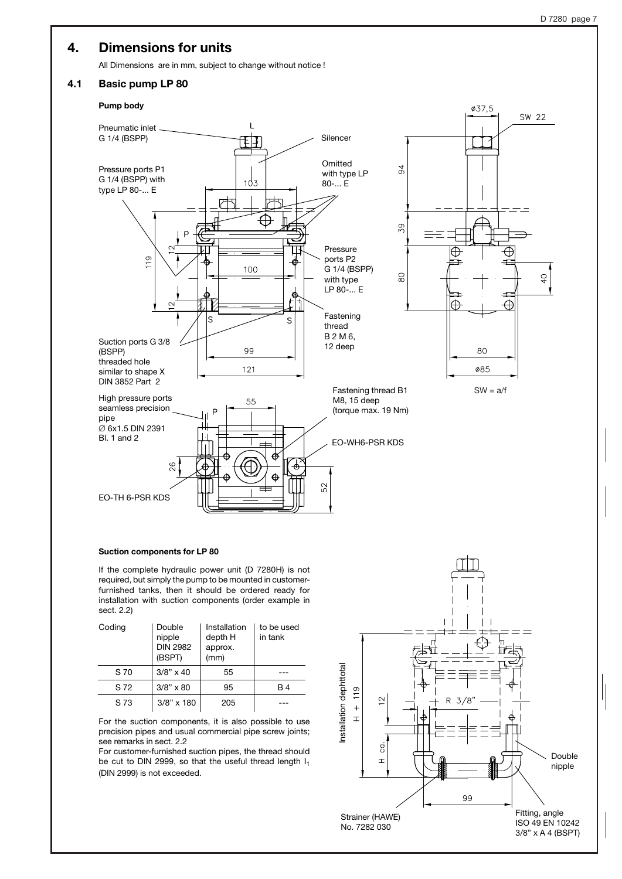# 4. Dimensions for units

All Dimensions are in mm, subject to change without notice !

## 4.1 Basic pump LP 80

**Pump body**

Pneumatic inlet G 1/4 (BSPP)

Silencer

Omitted with type LP 80-... E

Pressure ports P1 G 1/4 (BSPP) with type LP 80-... E

Pressure ports P2 G 1/4 (BSPP) with type LP 80-... E

Fastening thread B 2 M 6, 12 deep

Suction ports G 3/8 (BSPP) threaded hole similar to shape X DIN 3852 Part 2

High pressure ports seamless precision pipe ∅ 6x1.5 DIN 2391 Bl. 1 and 2

Fastening thread B1 M8, 15 deep (torque max. 19 Nm)

EO-WH6-PSR KDS

EO-TH 6-PSR KDS

SW = a/f

**Suction components for LP 80**

If the complete hydraulic power unit (D 7280H) is not required, but simply the pump to be mounted in customer-furnished tanks, then it should be ordered ready for installation with suction components (order example in sect. 2.2)

| Coding | Double nipple DIN 2982 (BSPT) | Installation depth H approx. (mm) | to be used in tank |
|---|---|---|---|
| S 70 | 3/8" x 40 | 55 | --- |
| S 72 | 3/8" x 80 | 95 | B 4 |
| S 73 | 3/8" x 180 | 205 | --- |

For the suction components, it is also possible to use precision pipes and usual commercial pipe screw joints; see remarks in sect. 2.2

For customer-furnished suction pipes, the thread should be cut to DIN 2999, so that the useful thread length $l_1$ (DIN 2999) is not exceeded.

Installation depthtotal H + 119

Double nipple

Strainer (HAWE) No. 7282 030

Fitting, angle ISO 49 EN 10242 3/8" x A 4 (BSPT)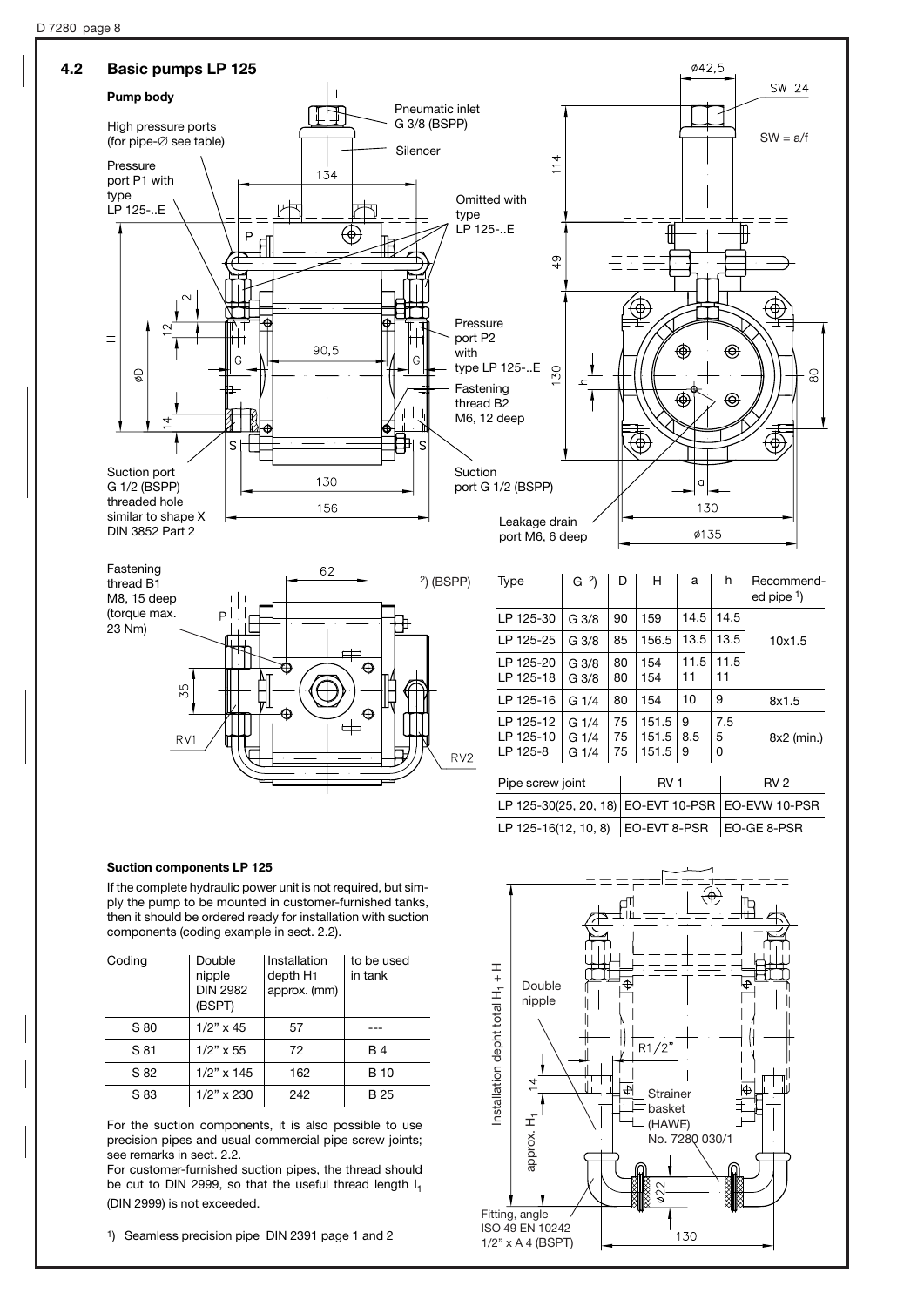## 4.2 Basic pumps LP 125

**Pump body**

High pressure ports (for pipe-∅ see table)

Pressure port P1 with type LP 125-..E

Pneumatic inlet G 3/8 (BSPP)

Silencer

Omitted with type LP 125-..E

Pressure port P2 with type LP 125-..E

Fastening thread B2 M6, 12 deep

Suction port G 1/2 (BSPP) threaded hole similar to shape X DIN 3852 Part 2

Suction port G 1/2 (BSPP)

Leakage drain port M6, 6 deep

SW = a/f

Fastening thread B1 M8, 15 deep (torque max. 23 Nm)

| Type | G [2]) | D | H | a | h | Recommended pipe [1]) |
|---|---|---|---|---|---|---|
| LP 125-30 | G 3/8 | 90 | 159 | 14.5 | 14.5 | 10x1.5 |
| LP 125-25 | G 3/8 | 85 | 156.5 | 13.5 | 13.5 | |
| LP 125-20<br>LP 125-18 | G 3/8<br>G 3/8 | 80<br>80 | 154<br>154 | 11.5<br>11 | 11.5<br>11 | |
| LP 125-16 | G 1/4 | 80 | 154 | 10 | 9 | 8x1.5 |
| LP 125-12<br>LP 125-10<br>LP 125-8 | G 1/4<br>G 1/4<br>G 1/4 | 75<br>75<br>75 | 151.5<br>151.5<br>151.5 | 9<br>8.5<br>9 | 7.5<br>5<br>0 | 8x2 (min.) |

[2]) (BSPP)

| Pipe screw joint | RV 1 | RV 2 |
|---|---|---|
| LP 125-30(25, 20, 18) | EO-EVT 10-PSR | EO-EVW 10-PSR |
| LP 125-16(12, 10, 8) | EO-EVT 8-PSR | EO-GE 8-PSR |

**Suction components LP 125**

If the complete hydraulic power unit is not required, but simply the pump to be mounted in customer-furnished tanks, then it should be ordered ready for installation with suction components (coding example in sect. 2.2).

| Coding | Double nipple DIN 2982 (BSPT) | Installation depth $H_1$ approx. (mm) | to be used in tank |
|---|---|---|---|
| S 80 | 1/2" x 45 | 57 | --- |
| S 81 | 1/2" x 55 | 72 | B 4 |
| S 82 | 1/2" x 145 | 162 | B 10 |
| S 83 | 1/2" x 230 | 242 | B 25 |

For the suction components, it is also possible to use precision pipes and usual commercial pipe screw joints; see remarks in sect. 2.2.

For customer-furnished suction pipes, the thread should be cut to DIN 2999, so that the useful thread length $l_1$ (DIN 2999) is not exceeded.

[1]) Seamless precision pipe DIN 2391 page 1 and 2

Installation depht total $H_1$ + H

Double nipple

approx. $H_1$

Strainer basket (HAWE) No. 7280 030/1

Fitting, angle ISO 49 EN 10242 1/2" x A 4 (BSPT)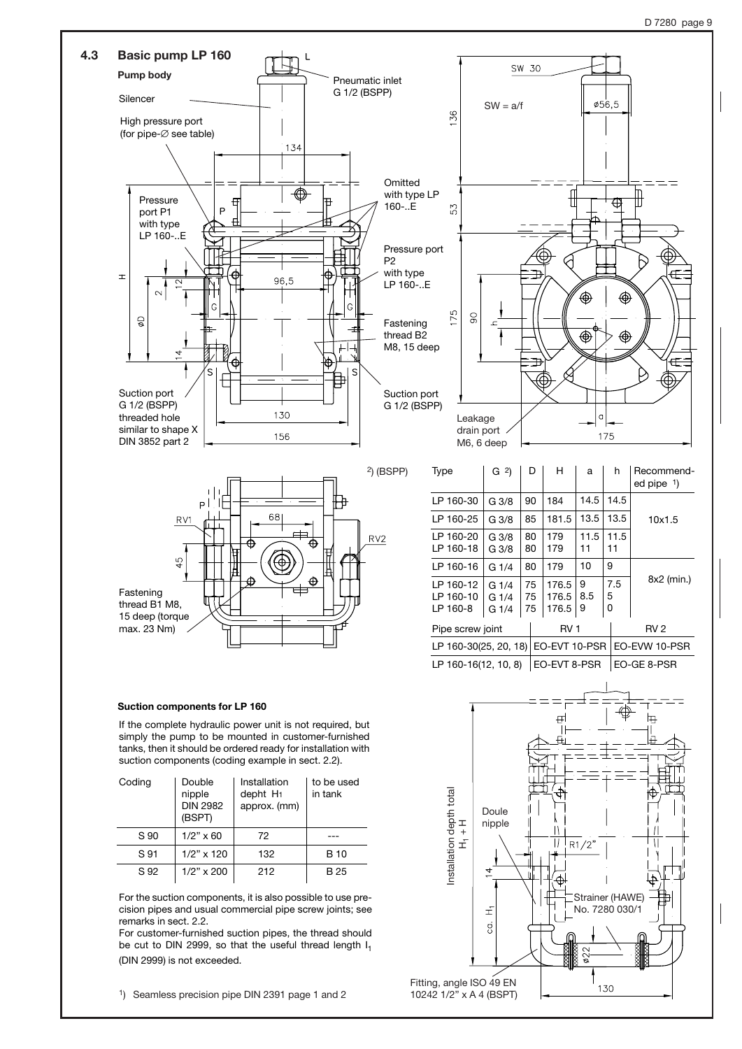## 4.3 Basic pump LP 160

**Pump body**

Silencer

High pressure port (for pipe-∅ see table)

Pneumatic inlet G 1/2 (BSPP)

Pressure port P1 with type LP 160-..E

Omitted with type LP 160-..E

Pressure port P2 with type LP 160-..E

Fastening thread B2 M8, 15 deep

Suction port G 1/2 (BSPP) threaded hole similar to shape X DIN 3852 part 2

Suction port G 1/2 (BSPP)

SW = a/f

Leakage drain port M6, 6 deep

Fastening thread B1 M8, 15 deep (torque max. 23 Nm)

| Type | G [2] | D | H | a | h | Recommended pipe [1] |
|---|---|---|---|---|---|---|
| LP 160-30 | G 3/8 | 90 | 184 | 14.5 | 14.5 | 10x1.5 |
| LP 160-25 | G 3/8 | 85 | 181.5 | 13.5 | 13.5 | |
| LP 160-20<br>LP 160-18 | G 3/8<br>G 3/8 | 80<br>80 | 179<br>179 | 11.5<br>11 | 11.5<br>11 | |
| LP 160-16 | G 1/4 | 80 | 179 | 10 | 9 | 8x2 (min.) |
| LP 160-12<br>LP 160-10<br>LP 160-8 | G 1/4<br>G 1/4<br>G 1/4 | 75<br>75<br>75 | 176.5<br>176.5<br>176.5 | 9<br>8.5<br>9 | 7.5<br>5<br>0 | |

[2] (BSPP)

| Pipe screw joint | RV 1 | RV 2 |
|---|---|---|
| LP 160-30(25, 20, 18) | EO-EVT 10-PSR | EO-EVW 10-PSR |
| LP 160-16(12, 10, 8) | EO-EVT 8-PSR | EO-GE 8-PSR |

**Suction components for LP 160**

If the complete hydraulic power unit is not required, but simply the pump to be mounted in customer-furnished tanks, then it should be ordered ready for installation with suction components (coding example in sect. 2.2).

| Coding | Double nipple DIN 2982 (BSPT) | Installation depht $H_1$ approx. (mm) | to be used in tank |
|---|---|---|---|
| S 90 | 1/2" x 60 | 72 | --- |
| S 91 | 1/2" x 120 | 132 | B 10 |
| S 92 | 1/2" x 200 | 212 | B 25 |

For the suction components, it is also possible to use precision pipes and usual commercial pipe screw joints; see remarks in sect. 2.2.

For customer-furnished suction pipes, the thread should be cut to DIN 2999, so that the useful thread length $l_1$ (DIN 2999) is not exceeded.

Installation depth total $H_1 + H$

Doule nipple

Strainer (HAWE) No. 7280 030/1

Fitting, angle ISO 49 EN 10242 1/2" x A 4 (BSPT)

[1] Seamless precision pipe DIN 2391 page 1 and 2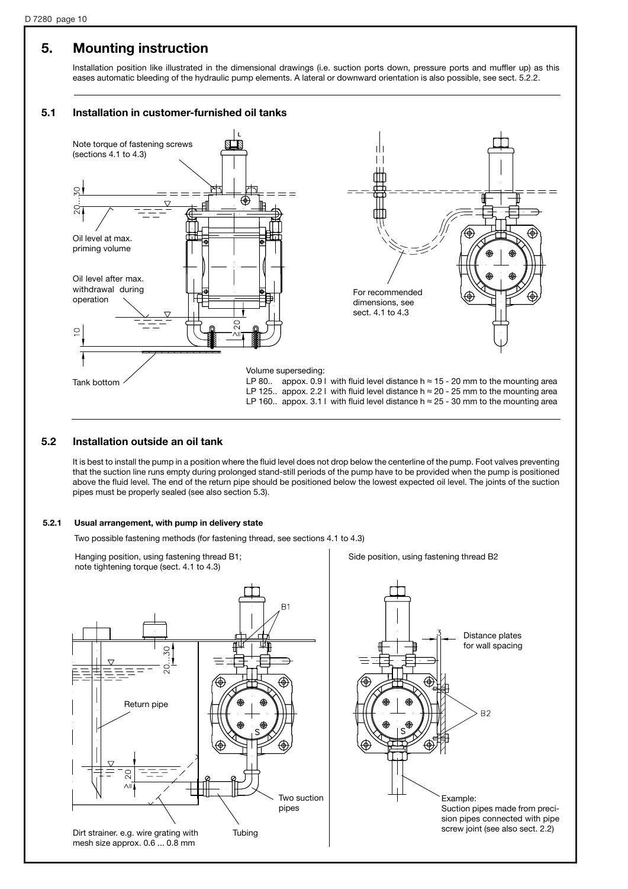# 5. Mounting instruction

Installation position like illustrated in the dimensional drawings (i.e. suction ports down, pressure ports and muffler up) as this eases automatic bleeding of the hydraulic pump elements. A lateral or downward orientation is also possible, see sect. 5.2.2.

## 5.1 Installation in customer-furnished oil tanks

Note torque of fastening screws (sections 4.1 to 4.3)

Oil level at max. priming volume

Oil level after max. withdrawal during operation

Tank bottom

For recommended dimensions, see sect. 4.1 to 4.3

Volume superseding:
LP 80.. appox. 0.9 l with fluid level distance h ≈ 15 - 20 mm to the mounting area
LP 125.. appox. 2.2 l with fluid level distance h ≈ 20 - 25 mm to the mounting area
LP 160.. appox. 3.1 l with fluid level distance h ≈ 25 - 30 mm to the mounting area

## 5.2 Installation outside an oil tank

It is best to install the pump in a position where the fluid level does not drop below the centerline of the pump. Foot valves preventing that the suction line runs empty during prolonged stand-still periods of the pump have to be provided when the pump is positioned above the fluid level. The end of the return pipe should be positioned below the lowest expected oil level. The joints of the suction pipes must be properly sealed (see also section 5.3).

### 5.2.1 Usual arrangement, with pump in delivery state

Two possible fastening methods (for fastening thread, see sections 4.1 to 4.3)

Hanging position, using fastening thread B1; note tightening torque (sect. 4.1 to 4.3)

Return pipe

Two suction pipes

Tubing

Dirt strainer. e.g. wire grating with mesh size approx. 0.6 ... 0.8 mm

Side position, using fastening thread B2

Distance plates for wall spacing

Example:
Suction pipes made from precision pipes connected with pipe screw joint (see also sect. 2.2)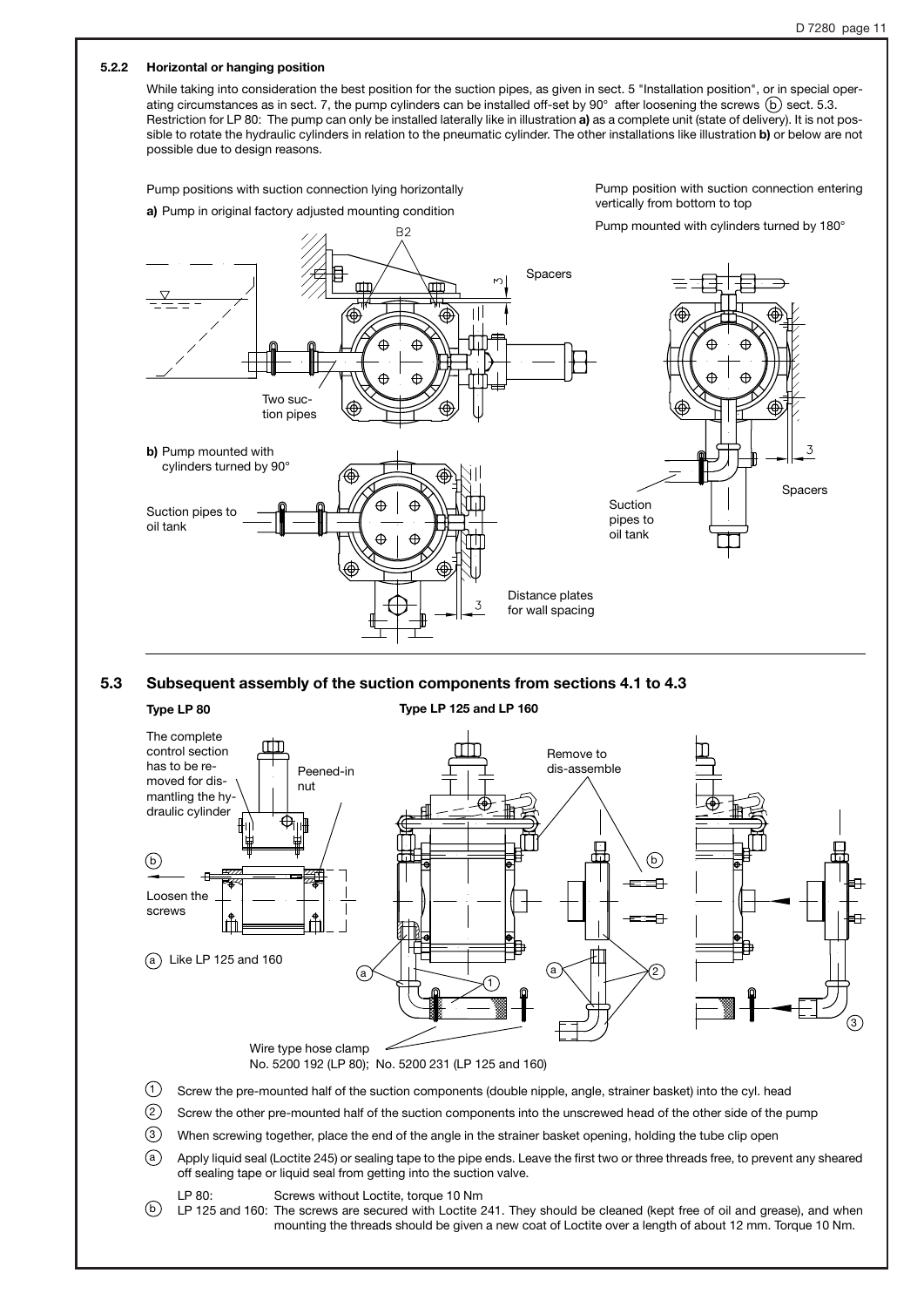### 5.2.2 Horizontal or hanging position

While taking into consideration the best position for the suction pipes, as given in sect. 5 "Installation position", or in special operating circumstances as in sect. 7, the pump cylinders can be installed off-set by 90° after loosening the screws (b) sect. 5.3.
Restriction for LP 80: The pump can only be installed laterally like in illustration **a)** as a complete unit (state of delivery). It is not possible to rotate the hydraulic cylinders in relation to the pneumatic cylinder. The other installations like illustration **b)** or below are not possible due to design reasons.

Pump positions with suction connection lying horizontally

**a)** Pump in original factory adjusted mounting condition

B2

Spacers

3

Two suction pipes

**b)** Pump mounted with cylinders turned by 90°

Suction pipes to oil tank

Distance plates for wall spacing

3

Pump position with suction connection entering vertically from bottom to top

Pump mounted with cylinders turned by 180°

3

Spacers

Suction pipes to oil tank

## 5.3 Subsequent assembly of the suction components from sections 4.1 to 4.3

**Type LP 80**

The complete control section has to be removed for dismantling the hydraulic cylinder

Peened-in nut

(b)

Loosen the screws

(a) Like LP 125 and 160

**Type LP 125 and LP 160**

Remove to dis-assemble

(b)

(a) (1) (a) (2) (3)

Wire type hose clamp
No. 5200 192 (LP 80); No. 5200 231 (LP 125 and 160)

(1) Screw the pre-mounted half of the suction components (double nipple, angle, strainer basket) into the cyl. head

(2) Screw the other pre-mounted half of the suction components into the unscrewed head of the other side of the pump

(3) When screwing together, place the end of the angle in the strainer basket opening, holding the tube clip open

(a) Apply liquid seal (Loctite 245) or sealing tape to the pipe ends. Leave the first two or three threads free, to prevent any sheared off sealing tape or liquid seal from getting into the suction valve.

(b) LP 80: Screws without Loctite, torque 10 Nm
LP 125 and 160: The screws are secured with Loctite 241. They should be cleaned (kept free of oil and grease), and when mounting the threads should be given a new coat of Loctite over a length of about 12 mm. Torque 10 Nm.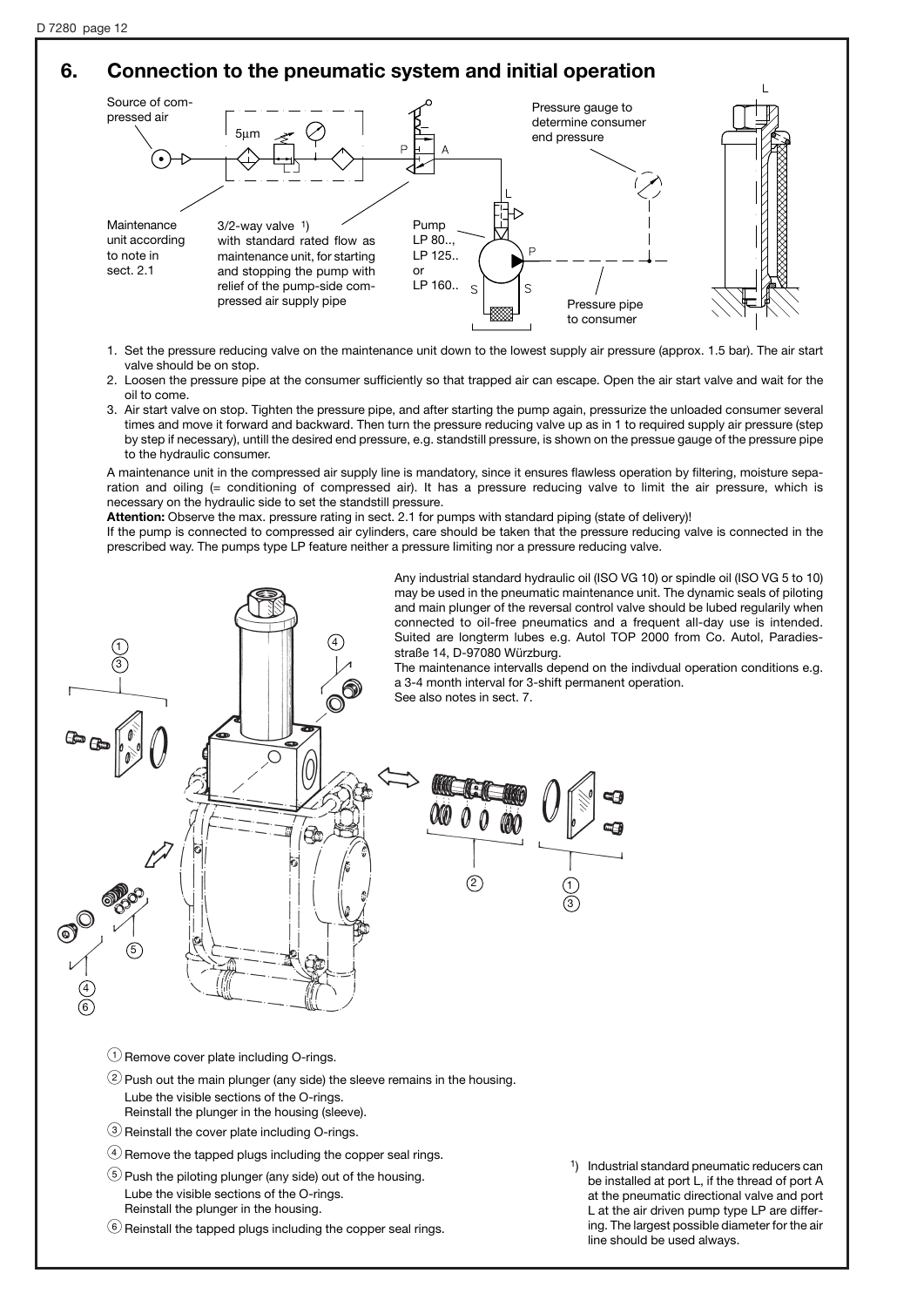## 6. Connection to the pneumatic system and initial operation

Source of compressed air

Maintenance unit according to note in sect. 2.1

3/2-way valve 1) with standard rated flow as maintenance unit, for starting and stopping the pump with relief of the pump-side compressed air supply pipe

Pump LP 80.., LP 125.. or LP 160..

Pressure gauge to determine consumer end pressure

Pressure pipe to consumer

1. Set the pressure reducing valve on the maintenance unit down to the lowest supply air pressure (approx. 1.5 bar). The air start valve should be on stop.
2. Loosen the pressure pipe at the consumer sufficiently so that trapped air can escape. Open the air start valve and wait for the oil to come.
3. Air start valve on stop. Tighten the pressure pipe, and after starting the pump again, pressurize the unloaded consumer several times and move it forward and backward. Then turn the pressure reducing valve up as in 1 to required supply air pressure (step by step if necessary), untill the desired end pressure, e.g. standstill pressure, is shown on the pressue gauge of the pressure pipe to the hydraulic consumer.

A maintenance unit in the compressed air supply line is mandatory, since it ensures flawless operation by filtering, moisture separation and oiling (= conditioning of compressed air). It has a pressure reducing valve to limit the air pressure, which is necessary on the hydraulic side to set the standstill pressure.

**Attention:** Observe the max. pressure rating in sect. 2.1 for pumps with standard piping (state of delivery)!

If the pump is connected to compressed air cylinders, care should be taken that the pressure reducing valve is connected in the prescribed way. The pumps type LP feature neither a pressure limiting nor a pressure reducing valve.

Any industrial standard hydraulic oil (ISO VG 10) or spindle oil (ISO VG 5 to 10) may be used in the pneumatic maintenance unit. The dynamic seals of piloting and main plunger of the reversal control valve should be lubed regularily when connected to oil-free pneumatics and a frequent all-day use is intended. Suited are longterm lubes e.g. Autol TOP 2000 from Co. Autol, Paradiesstraße 14, D-97080 Würzburg.

The maintenance intervalls depend on the indivdual operation conditions e.g. a 3-4 month interval for 3-shift permanent operation.

See also notes in sect. 7.

1. Remove cover plate including O-rings.
2. Push out the main plunger (any side) the sleeve remains in the housing. Lube the visible sections of the O-rings. Reinstall the plunger in the housing (sleeve).
3. Reinstall the cover plate including O-rings.
4. Remove the tapped plugs including the copper seal rings.
5. Push the piloting plunger (any side) out of the housing. Lube the visible sections of the O-rings. Reinstall the plunger in the housing.
6. Reinstall the tapped plugs including the copper seal rings.

[1]) Industrial standard pneumatic reducers can be installed at port L, if the thread of port A at the pneumatic directional valve and port L at the air driven pump type LP are differing. The largest possible diameter for the air line should be used always.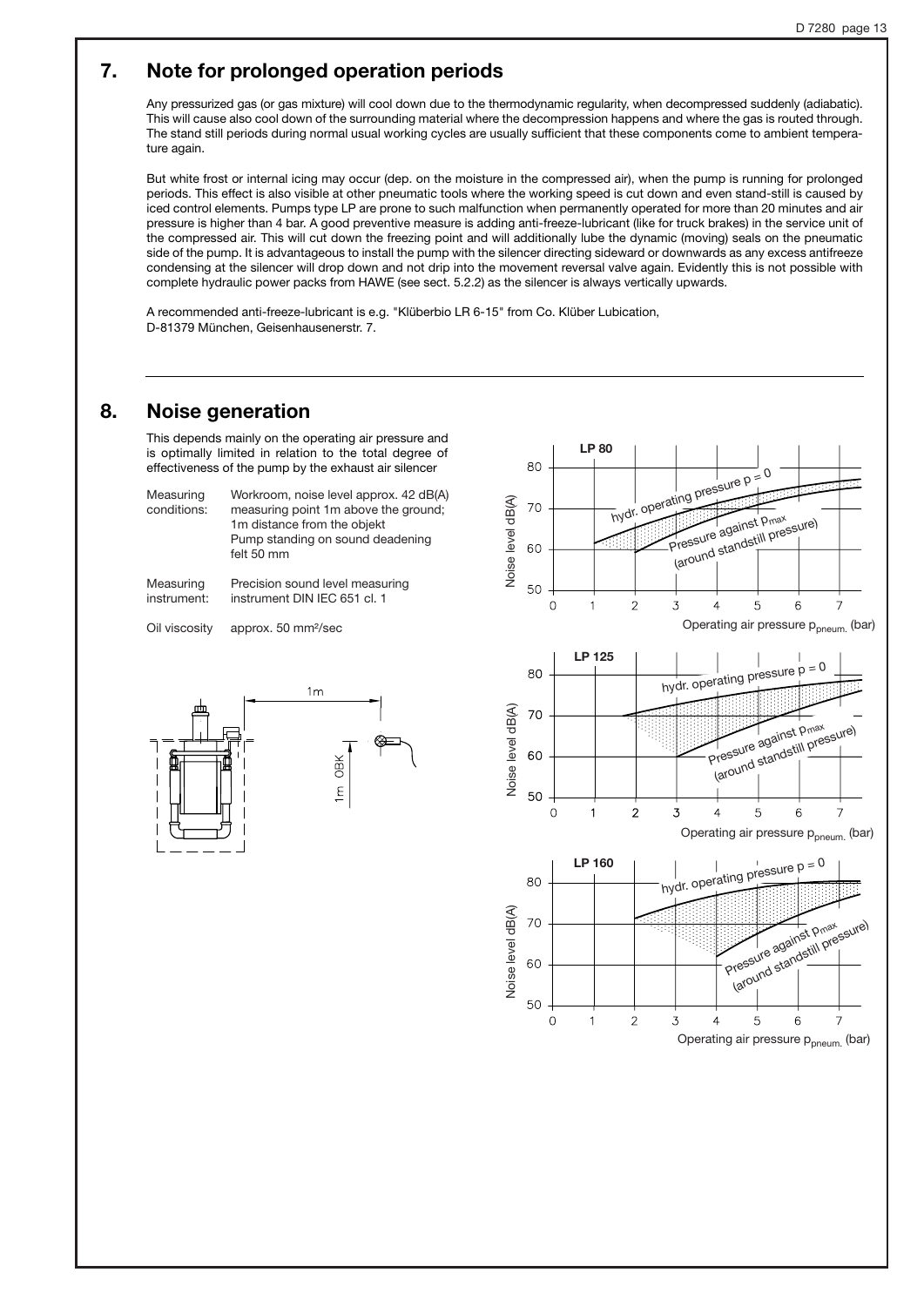## 7. Note for prolonged operation periods

Any pressurized gas (or gas mixture) will cool down due to the thermodynamic regularity, when decompressed suddenly (adiabatic). This will cause also cool down of the surrounding material where the decompression happens and where the gas is routed through. The stand still periods during normal usual working cycles are usually sufficient that these components come to ambient temperature again.

But white frost or internal icing may occur (dep. on the moisture in the compressed air), when the pump is running for prolonged periods. This effect is also visible at other pneumatic tools where the working speed is cut down and even stand-still is caused by iced control elements. Pumps type LP are prone to such malfunction when permanently operated for more than 20 minutes and air pressure is higher than 4 bar. A good preventive measure is adding anti-freeze-lubricant (like for truck brakes) in the service unit of the compressed air. This will cut down the freezing point and will additionally lube the dynamic (moving) seals on the pneumatic side of the pump. It is advantageous to install the pump with the silencer directing sideward or downwards as any excess antifreeze condensing at the silencer will drop down and not drip into the movement reversal valve again. Evidently this is not possible with complete hydraulic power packs from HAWE (see sect. 5.2.2) as the silencer is always vertically upwards.

A recommended anti-freeze-lubricant is e.g. "Klüberbio LR 6-15" from Co. Klüber Lubication, D-81379 München, Geisenhausenerstr. 7.

## 8. Noise generation

This depends mainly on the operating air pressure and is optimally limited in relation to the total degree of effectiveness of the pump by the exhaust air silencer

| | |
|---|---|
| Measuring conditions: | Workroom, noise level approx. 42 dB(A) measuring point 1m above the ground; 1m distance from the objekt Pump standing on sound deadening felt 50 mm |
| Measuring instrument: | Precision sound level measuring instrument DIN IEC 651 cl. 1 |
| Oil viscosity | approx. 50 mm²/sec |

1m

1m OBK

LP 80

Noise level dB(A)

80
70
60
50

0 1 2 3 4 5 6 7

hydr. operating pressure $p = 0$

Pressure against $p_{max}$ (around standstill pressure)

Operating air pressure $p_{pneum.}$ (bar)

LP 125

Noise level dB(A)

80
70
60
50

0 1 2 3 4 5 6 7

hydr. operating pressure $p = 0$

Pressure against $p_{max}$ (around standstill pressure)

Operating air pressure $p_{pneum.}$ (bar)

LP 160

Noise level dB(A)

80
70
60
50

0 1 2 3 4 5 6 7

hydr. operating pressure $p = 0$

Pressure against $p_{max}$ (around standstill pressure)

Operating air pressure $p_{pneum.}$ (bar)